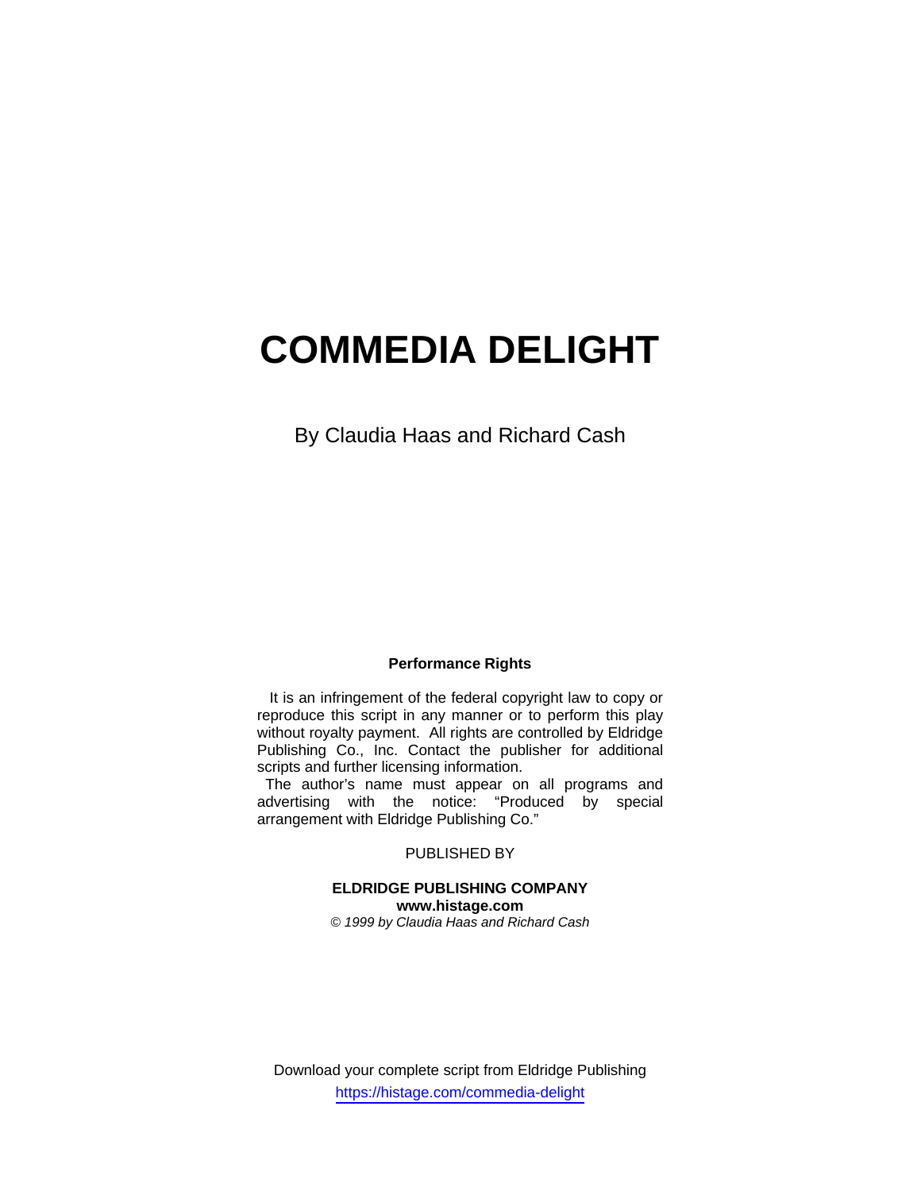# COMMEDIA DELIGHT

By Claudia Haas and Richard Cash

**Performance Rights**

It is an infringement of the federal copyright law to copy or reproduce this script in any manner or to perform this play without royalty payment. All rights are controlled by Eldridge Publishing Co., Inc. Contact the publisher for additional scripts and further licensing information.

The author's name must appear on all programs and advertising with the notice: "Produced by special arrangement with Eldridge Publishing Co."

PUBLISHED BY

**ELDRIDGE PUBLISHING COMPANY**
**www.histage.com**
*© 1999 by Claudia Haas and Richard Cash*

Download your complete script from Eldridge Publishing
https://histage.com/commedia-delight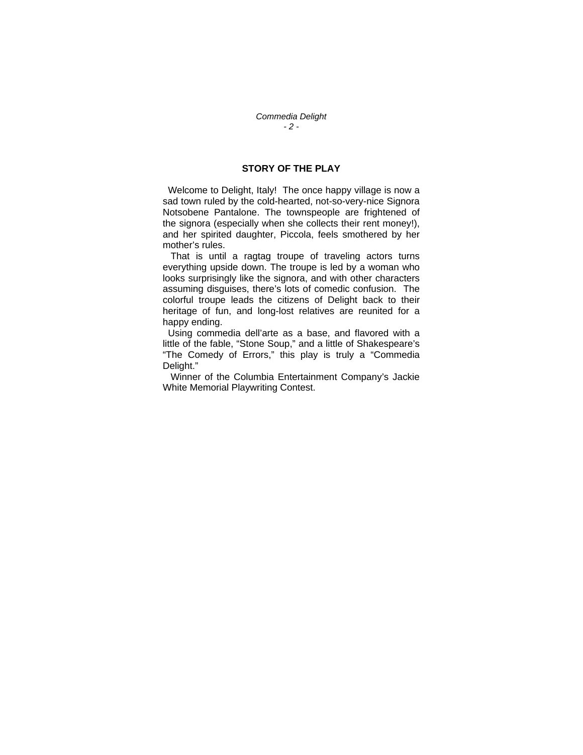## STORY OF THE PLAY

Welcome to Delight, Italy! The once happy village is now a sad town ruled by the cold-hearted, not-so-very-nice Signora Notsobene Pantalone. The townspeople are frightened of the signora (especially when she collects their rent money!), and her spirited daughter, Piccola, feels smothered by her mother's rules.

That is until a ragtag troupe of traveling actors turns everything upside down. The troupe is led by a woman who looks surprisingly like the signora, and with other characters assuming disguises, there's lots of comedic confusion. The colorful troupe leads the citizens of Delight back to their heritage of fun, and long-lost relatives are reunited for a happy ending.

Using commedia dell'arte as a base, and flavored with a little of the fable, "Stone Soup," and a little of Shakespeare's "The Comedy of Errors," this play is truly a "Commedia Delight."

Winner of the Columbia Entertainment Company's Jackie White Memorial Playwriting Contest.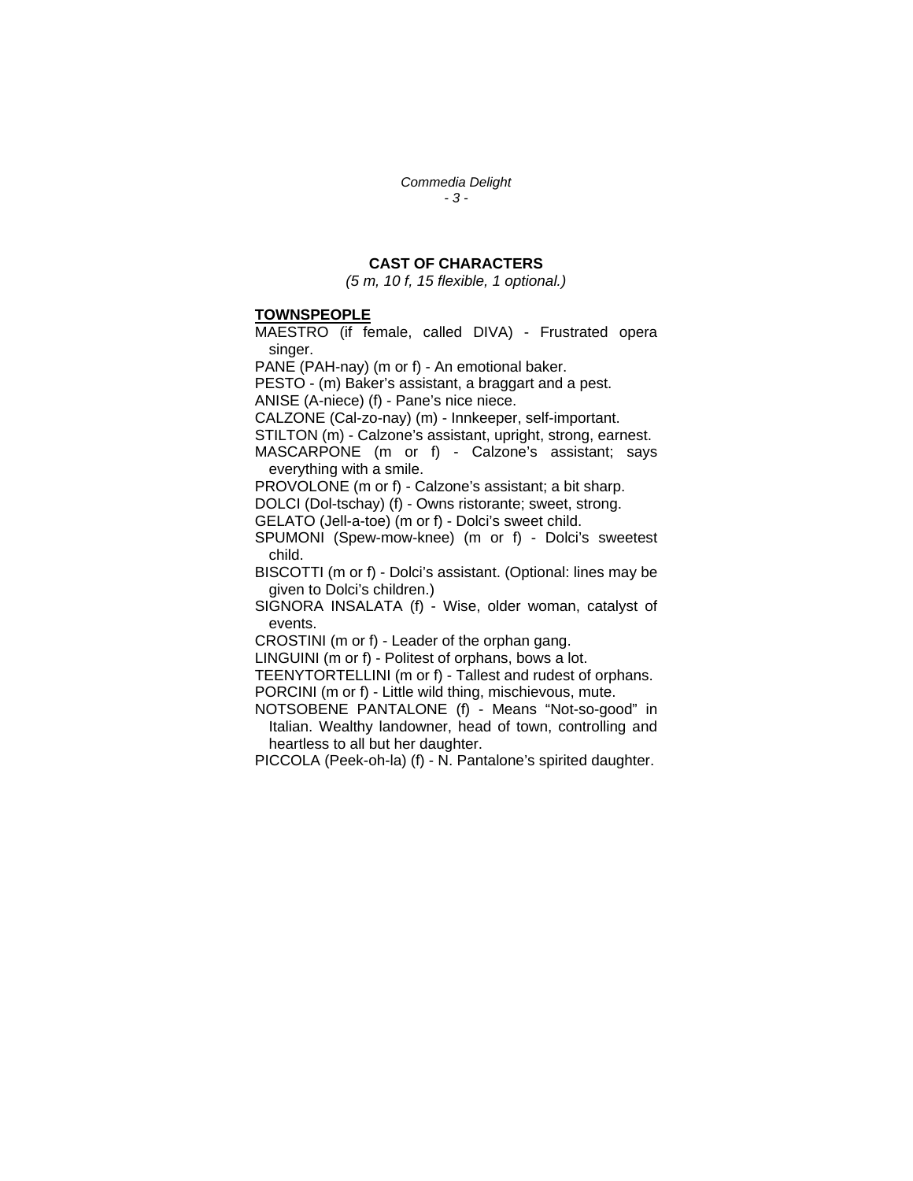## CAST OF CHARACTERS

*(5 m, 10 f, 15 flexible, 1 optional.)*

**TOWNSPEOPLE**

MAESTRO (if female, called DIVA) - Frustrated opera singer.

PANE (PAH-nay) (m or f) - An emotional baker.

PESTO - (m) Baker's assistant, a braggart and a pest.

ANISE (A-niece) (f) - Pane's nice niece.

CALZONE (Cal-zo-nay) (m) - Innkeeper, self-important.

STILTON (m) - Calzone's assistant, upright, strong, earnest.

MASCARPONE (m or f) - Calzone's assistant; says everything with a smile.

PROVOLONE (m or f) - Calzone's assistant; a bit sharp.

DOLCI (Dol-tschay) (f) - Owns ristorante; sweet, strong.

GELATO (Jell-a-toe) (m or f) - Dolci's sweet child.

SPUMONI (Spew-mow-knee) (m or f) - Dolci's sweetest child.

BISCOTTI (m or f) - Dolci's assistant. (Optional: lines may be given to Dolci's children.)

SIGNORA INSALATA (f) - Wise, older woman, catalyst of events.

CROSTINI (m or f) - Leader of the orphan gang.

LINGUINI (m or f) - Politest of orphans, bows a lot.

TEENYTORTELLINI (m or f) - Tallest and rudest of orphans.

PORCINI (m or f) - Little wild thing, mischievous, mute.

NOTSOBENE PANTALONE (f) - Means "Not-so-good" in Italian. Wealthy landowner, head of town, controlling and heartless to all but her daughter.

PICCOLA (Peek-oh-la) (f) - N. Pantalone's spirited daughter.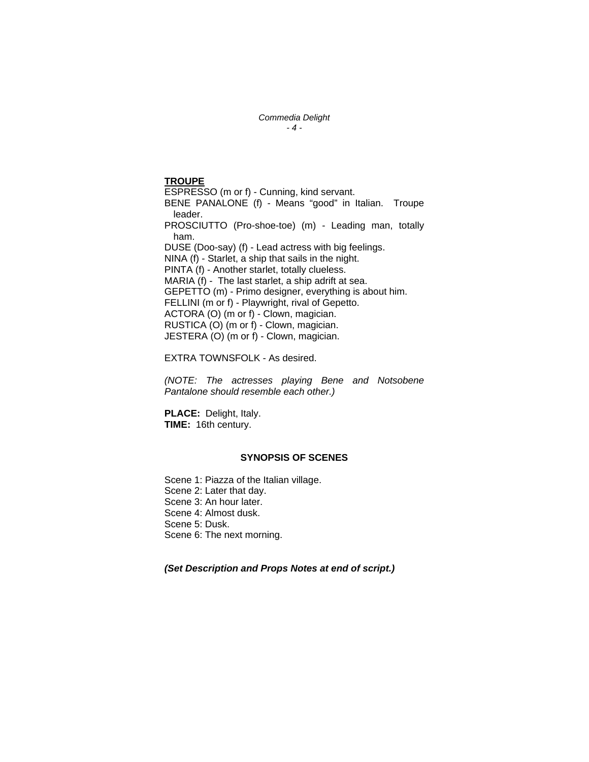**TROUPE**

ESPRESSO (m or f) - Cunning, kind servant.
BENE PANALONE (f) - Means "good" in Italian. Troupe leader.
PROSCIUTTO (Pro-shoe-toe) (m) - Leading man, totally ham.
DUSE (Doo-say) (f) - Lead actress with big feelings.
NINA (f) - Starlet, a ship that sails in the night.
PINTA (f) - Another starlet, totally clueless.
MARIA (f) - The last starlet, a ship adrift at sea.
GEPETTO (m) - Primo designer, everything is about him.
FELLINI (m or f) - Playwright, rival of Gepetto.
ACTORA (O) (m or f) - Clown, magician.
RUSTICA (O) (m or f) - Clown, magician.
JESTERA (O) (m or f) - Clown, magician.

EXTRA TOWNSFOLK - As desired.

*(NOTE: The actresses playing Bene and Notsobene Pantalone should resemble each other.)*

**PLACE:** Delight, Italy.
**TIME:** 16th century.

**SYNOPSIS OF SCENES**

Scene 1: Piazza of the Italian village.
Scene 2: Later that day.
Scene 3: An hour later.
Scene 4: Almost dusk.
Scene 5: Dusk.
Scene 6: The next morning.

***(Set Description and Props Notes at end of script.)***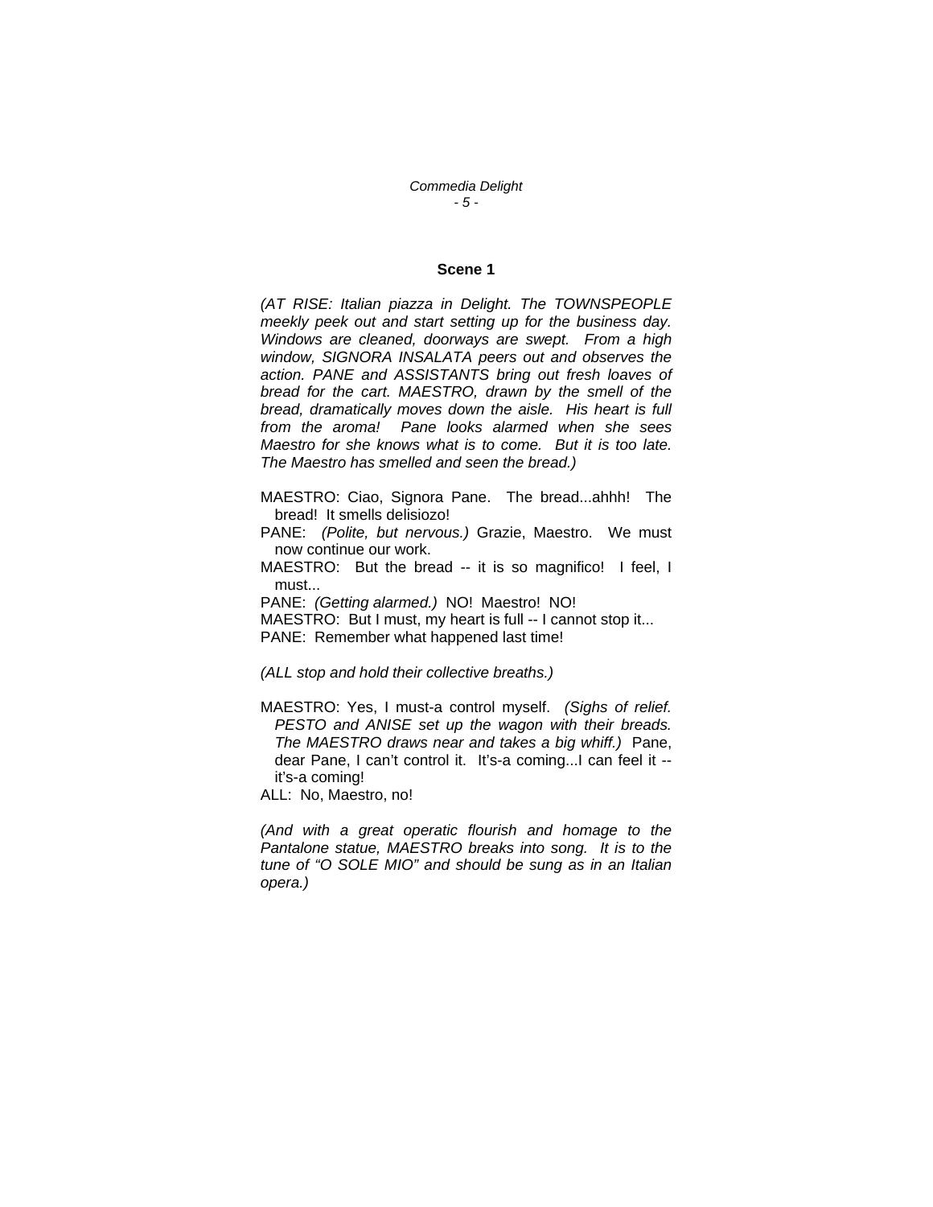## Scene 1

*(AT RISE: Italian piazza in Delight. The TOWNSPEOPLE meekly peek out and start setting up for the business day. Windows are cleaned, doorways are swept. From a high window, SIGNORA INSALATA peers out and observes the action. PANE and ASSISTANTS bring out fresh loaves of bread for the cart. MAESTRO, drawn by the smell of the bread, dramatically moves down the aisle. His heart is full from the aroma! Pane looks alarmed when she sees Maestro for she knows what is to come. But it is too late. The Maestro has smelled and seen the bread.)*

MAESTRO: Ciao, Signora Pane. The bread...ahhh! The bread! It smells delisiozo!

PANE: *(Polite, but nervous.)* Grazie, Maestro. We must now continue our work.

MAESTRO: But the bread -- it is so magnifico! I feel, I must...

PANE: *(Getting alarmed.)* NO! Maestro! NO!

MAESTRO: But I must, my heart is full -- I cannot stop it...

PANE: Remember what happened last time!

*(ALL stop and hold their collective breaths.)*

MAESTRO: Yes, I must-a control myself. *(Sighs of relief. PESTO and ANISE set up the wagon with their breads. The MAESTRO draws near and takes a big whiff.)* Pane, dear Pane, I can't control it. It's-a coming...I can feel it -- it's-a coming!

ALL: No, Maestro, no!

*(And with a great operatic flourish and homage to the Pantalone statue, MAESTRO breaks into song. It is to the tune of "O SOLE MIO" and should be sung as in an Italian opera.)*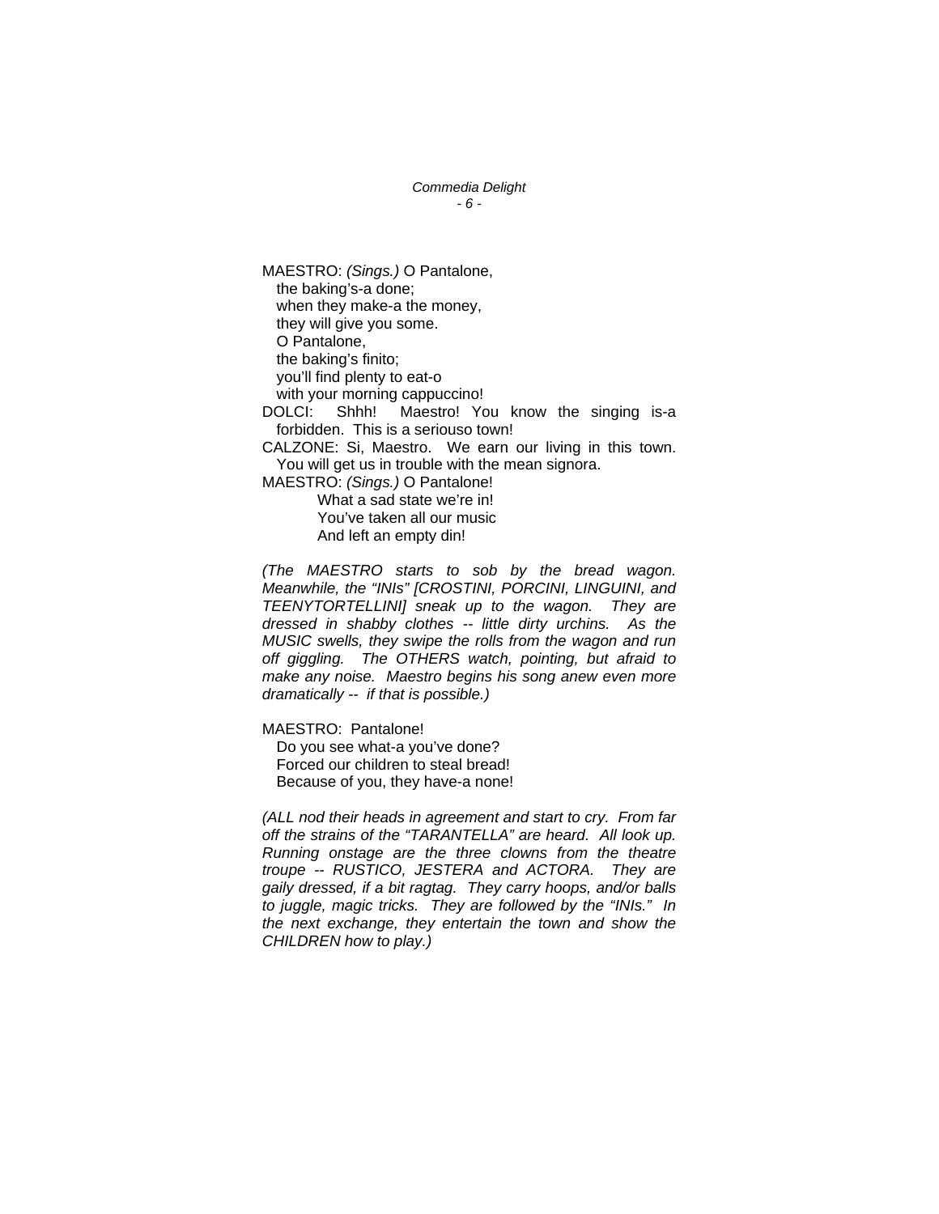MAESTRO: *(Sings.)* O Pantalone,
the baking's-a done;
when they make-a the money,
they will give you some.
O Pantalone,
the baking's finito;
you'll find plenty to eat-o
with your morning cappuccino!

DOLCI: Shhh! Maestro! You know the singing is-a forbidden. This is a seriouso town!

CALZONE: Si, Maestro. We earn our living in this town. You will get us in trouble with the mean signora.

MAESTRO: *(Sings.)* O Pantalone!
What a sad state we're in!
You've taken all our music
And left an empty din!

*(The MAESTRO starts to sob by the bread wagon. Meanwhile, the "INIs" [CROSTINI, PORCINI, LINGUINI, and TEENYTORTELLINI] sneak up to the wagon. They are dressed in shabby clothes -- little dirty urchins. As the MUSIC swells, they swipe the rolls from the wagon and run off giggling. The OTHERS watch, pointing, but afraid to make any noise. Maestro begins his song anew even more dramatically -- if that is possible.)*

MAESTRO: Pantalone!
Do you see what-a you've done?
Forced our children to steal bread!
Because of you, they have-a none!

*(ALL nod their heads in agreement and start to cry. From far off the strains of the "TARANTELLA" are heard. All look up. Running onstage are the three clowns from the theatre troupe -- RUSTICO, JESTERA and ACTORA. They are gaily dressed, if a bit ragtag. They carry hoops, and/or balls to juggle, magic tricks. They are followed by the "INIs." In the next exchange, they entertain the town and show the CHILDREN how to play.)*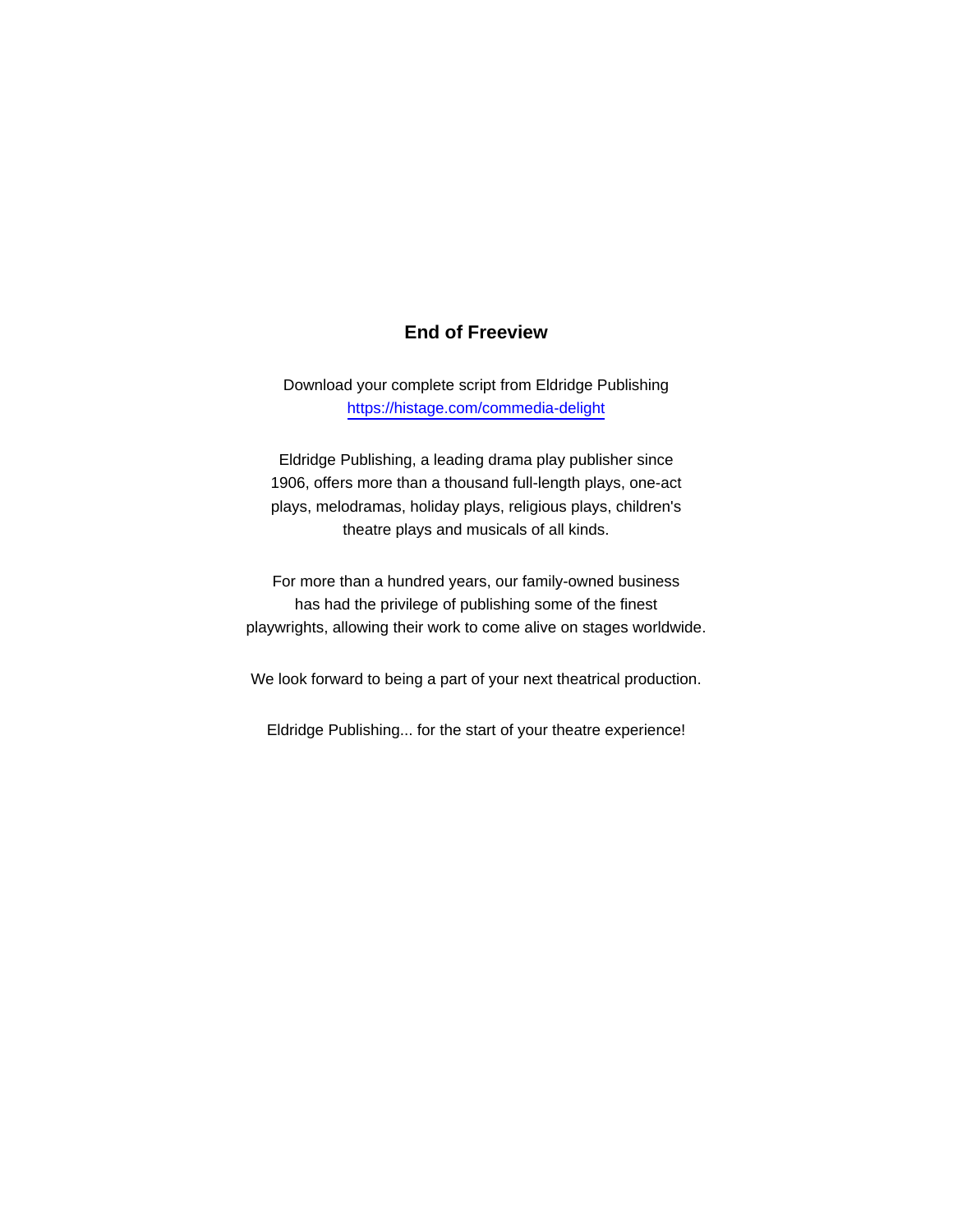## End of Freeview

Download your complete script from Eldridge Publishing
https://histage.com/commedia-delight

Eldridge Publishing, a leading drama play publisher since 1906, offers more than a thousand full-length plays, one-act plays, melodramas, holiday plays, religious plays, children's theatre plays and musicals of all kinds.

For more than a hundred years, our family-owned business has had the privilege of publishing some of the finest playwrights, allowing their work to come alive on stages worldwide.

We look forward to being a part of your next theatrical production.

Eldridge Publishing... for the start of your theatre experience!